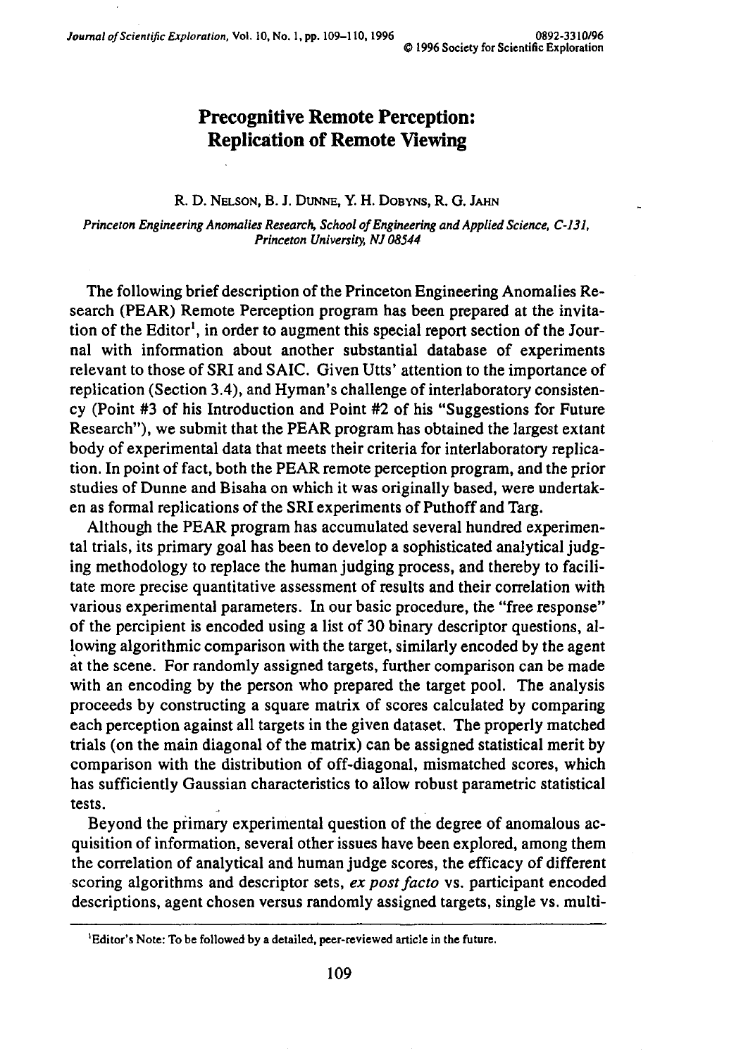# Precognitive Remote Perception: Replication of Remote Viewing

R. D. NELSON, B. J. DUNNE, Y. H. DOBYNS, R. G. JAHN

*Princeton Engineering Anomalies Research, School of Engineering and Applied Science, C-131, Princeton University, NJ 08544*

The following brief description of the Princeton Engineering Anomalies Research (PEAR) Remote Perception program has been prepared at the invitation of the Editor[1], in order to augment this special report section of the Journal with information about another substantial database of experiments relevant to those of SRI and SAIC. Given Utts' attention to the importance of replication (Section 3.4), and Hyman's challenge of interlaboratory consistency (Point #3 of his Introduction and Point #2 of his "Suggestions for Future Research"), we submit that the PEAR program has obtained the largest extant body of experimental data that meets their criteria for interlaboratory replication. In point of fact, both the PEAR remote perception program, and the prior studies of Dunne and Bisaha on which it was originally based, were undertaken as formal replications of the SRI experiments of Puthoff and Targ.

Although the PEAR program has accumulated several hundred experimental trials, its primary goal has been to develop a sophisticated analytical judging methodology to replace the human judging process, and thereby to facilitate more precise quantitative assessment of results and their correlation with various experimental parameters. In our basic procedure, the "free response" of the percipient is encoded using a list of 30 binary descriptor questions, allowing algorithmic comparison with the target, similarly encoded by the agent at the scene. For randomly assigned targets, further comparison can be made with an encoding by the person who prepared the target pool. The analysis proceeds by constructing a square matrix of scores calculated by comparing each perception against all targets in the given dataset. The properly matched trials (on the main diagonal of the matrix) can be assigned statistical merit by comparison with the distribution of off-diagonal, mismatched scores, which has sufficiently Gaussian characteristics to allow robust parametric statistical tests.

Beyond the primary experimental question of the degree of anomalous acquisition of information, several other issues have been explored, among them the correlation of analytical and human judge scores, the efficacy of different scoring algorithms and descriptor sets, *ex post facto* vs. participant encoded descriptions, agent chosen versus randomly assigned targets, single vs. multi-

[1]Editor's Note: To be followed by a detailed, peer-reviewed article in the future.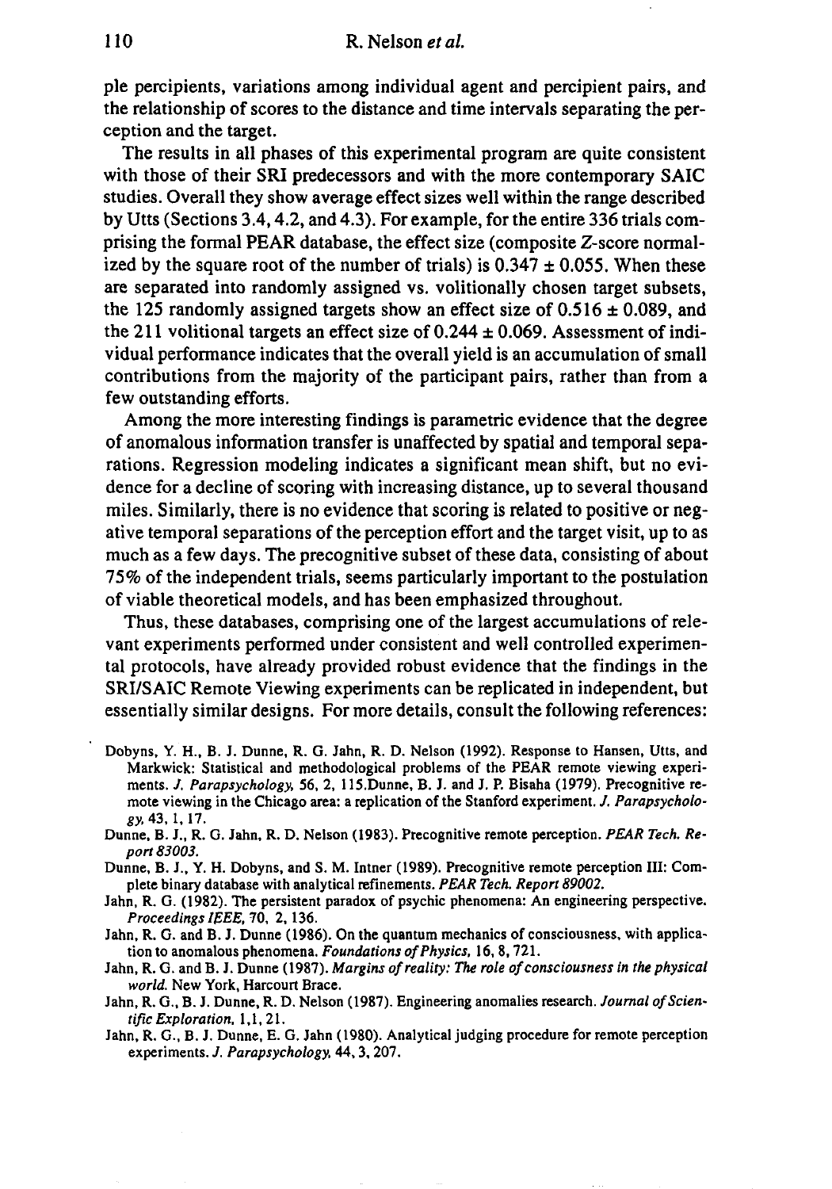ple percipients, variations among individual agent and percipient pairs, and the relationship of scores to the distance and time intervals separating the perception and the target.

The results in all phases of this experimental program are quite consistent with those of their SRI predecessors and with the more contemporary SAIC studies. Overall they show average effect sizes well within the range described by Utts (Sections 3.4, 4.2, and 4.3). For example, for the entire 336 trials comprising the formal PEAR database, the effect size (composite Z-score normalized by the square root of the number of trials) is $0.347 \pm 0.055$. When these are separated into randomly assigned vs. volitionally chosen target subsets, the 125 randomly assigned targets show an effect size of $0.516 \pm 0.089$, and the 211 volitional targets an effect size of $0.244 \pm 0.069$. Assessment of individual performance indicates that the overall yield is an accumulation of small contributions from the majority of the participant pairs, rather than from a few outstanding efforts.

Among the more interesting findings is parametric evidence that the degree of anomalous information transfer is unaffected by spatial and temporal separations. Regression modeling indicates a significant mean shift, but no evidence for a decline of scoring with increasing distance, up to several thousand miles. Similarly, there is no evidence that scoring is related to positive or negative temporal separations of the perception effort and the target visit, up to as much as a few days. The precognitive subset of these data, consisting of about 75% of the independent trials, seems particularly important to the postulation of viable theoretical models, and has been emphasized throughout.

Thus, these databases, comprising one of the largest accumulations of relevant experiments performed under consistent and well controlled experimental protocols, have already provided robust evidence that the findings in the SRI/SAIC Remote Viewing experiments can be replicated in independent, but essentially similar designs. For more details, consult the following references:

Dobyns, Y. H., B. J. Dunne, R. G. Jahn, R. D. Nelson (1992). Response to Hansen, Utts, and Markwick: Statistical and methodological problems of the PEAR remote viewing experiments. *J. Parapsychology,* 56, 2, 115.Dunne, B. J. and J. P. Bisaha (1979). Precognitive remote viewing in the Chicago area: a replication of the Stanford experiment. *J. Parapsychology,* 43, 1, 17.

Dunne, B. J., R. G. Jahn, R. D. Nelson (1983). Precognitive remote perception. *PEAR Tech. Report 83003.*

Dunne, B. J., Y. H. Dobyns, and S. M. Intner (1989). Precognitive remote perception III: Complete binary database with analytical refinements. *PEAR Tech. Report 89002.*

Jahn, R. G. (1982). The persistent paradox of psychic phenomena: An engineering perspective. *Proceedings IEEE,* 70, 2, 136.

Jahn, R. G. and B. J. Dunne (1986). On the quantum mechanics of consciousness, with application to anomalous phenomena. *Foundations of Physics,* 16, 8, 721.

Jahn, R. G. and B. J. Dunne (1987). *Margins of reality: The role of consciousness in the physical world.* New York, Harcourt Brace.

Jahn, R. G., B. J. Dunne, R. D. Nelson (1987). Engineering anomalies research. *Journal of Scientific Exploration,* 1,1, 21.

Jahn, R. G., B. J. Dunne, E. G. Jahn (1980). Analytical judging procedure for remote perception experiments. *J. Parapsychology,* 44, 3, 207.